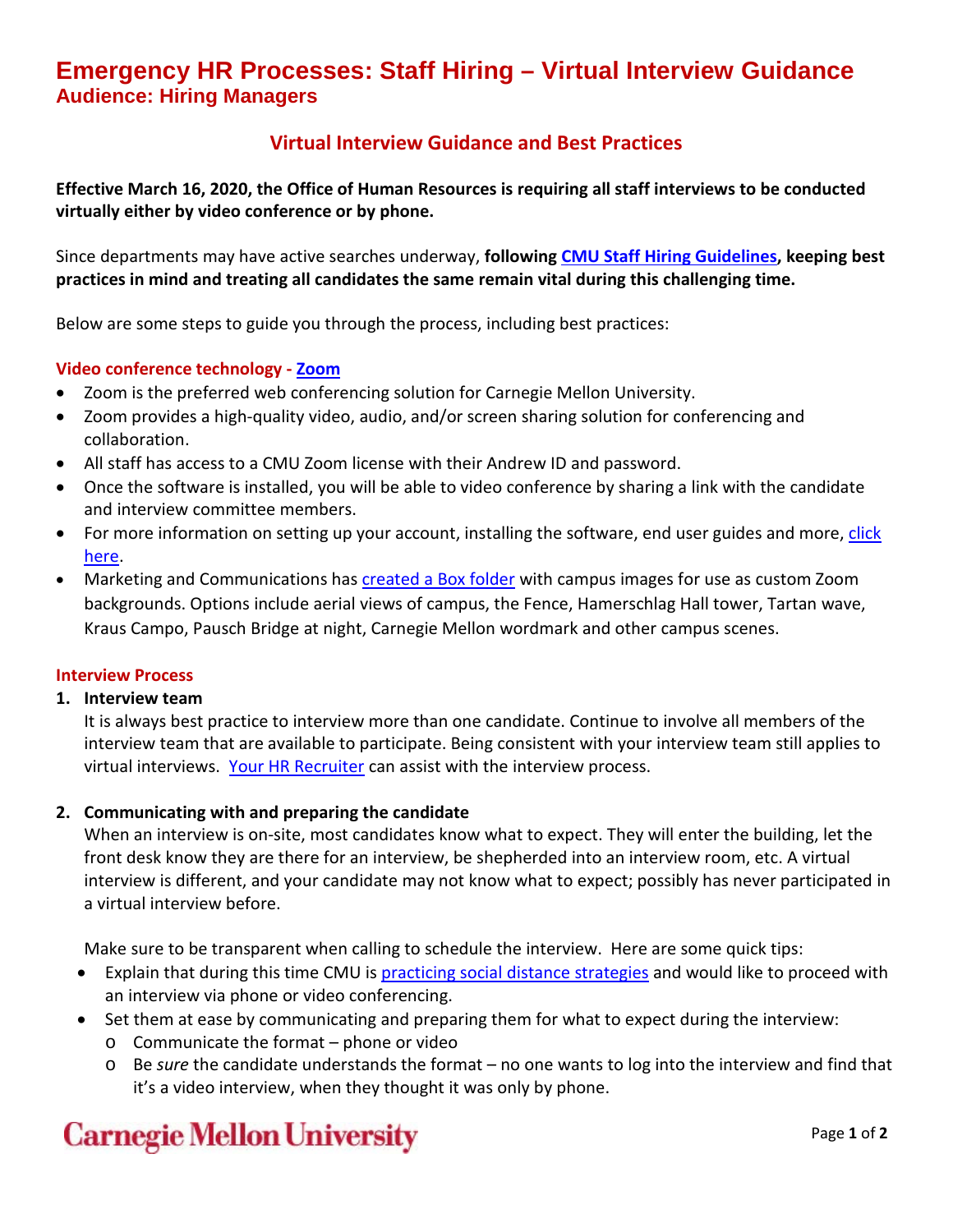# Emergency HR Processes: Staff Hiring – Virtual Interview Guidance

**Audience: Hiring Managers**

## Virtual Interview Guidance and Best Practices

**Effective March 16, 2020, the Office of Human Resources is requiring all staff interviews to be conducted virtually either by video conference or by phone.**

Since departments may have active searches underway, **following CMU Staff Hiring Guidelines, keeping best practices in mind and treating all candidates the same remain vital during this challenging time.**

Below are some steps to guide you through the process, including best practices:

### Video conference technology - Zoom

- Zoom is the preferred web conferencing solution for Carnegie Mellon University.
- Zoom provides a high-quality video, audio, and/or screen sharing solution for conferencing and collaboration.
- All staff has access to a CMU Zoom license with their Andrew ID and password.
- Once the software is installed, you will be able to video conference by sharing a link with the candidate and interview committee members.
- For more information on setting up your account, installing the software, end user guides and more, click here.
- Marketing and Communications has created a Box folder with campus images for use as custom Zoom backgrounds. Options include aerial views of campus, the Fence, Hamerschlag Hall tower, Tartan wave, Kraus Campo, Pausch Bridge at night, Carnegie Mellon wordmark and other campus scenes.

### Interview Process

1. **Interview team**

   It is always best practice to interview more than one candidate. Continue to involve all members of the interview team that are available to participate. Being consistent with your interview team still applies to virtual interviews. Your HR Recruiter can assist with the interview process.

2. **Communicating with and preparing the candidate**

   When an interview is on-site, most candidates know what to expect. They will enter the building, let the front desk know they are there for an interview, be shepherded into an interview room, etc. A virtual interview is different, and your candidate may not know what to expect; possibly has never participated in a virtual interview before.

   Make sure to be transparent when calling to schedule the interview. Here are some quick tips:

   - Explain that during this time CMU is practicing social distance strategies and would like to proceed with an interview via phone or video conferencing.
   - Set them at ease by communicating and preparing them for what to expect during the interview:
     - Communicate the format – phone or video
     - Be *sure* the candidate understands the format – no one wants to log into the interview and find that it's a video interview, when they thought it was only by phone.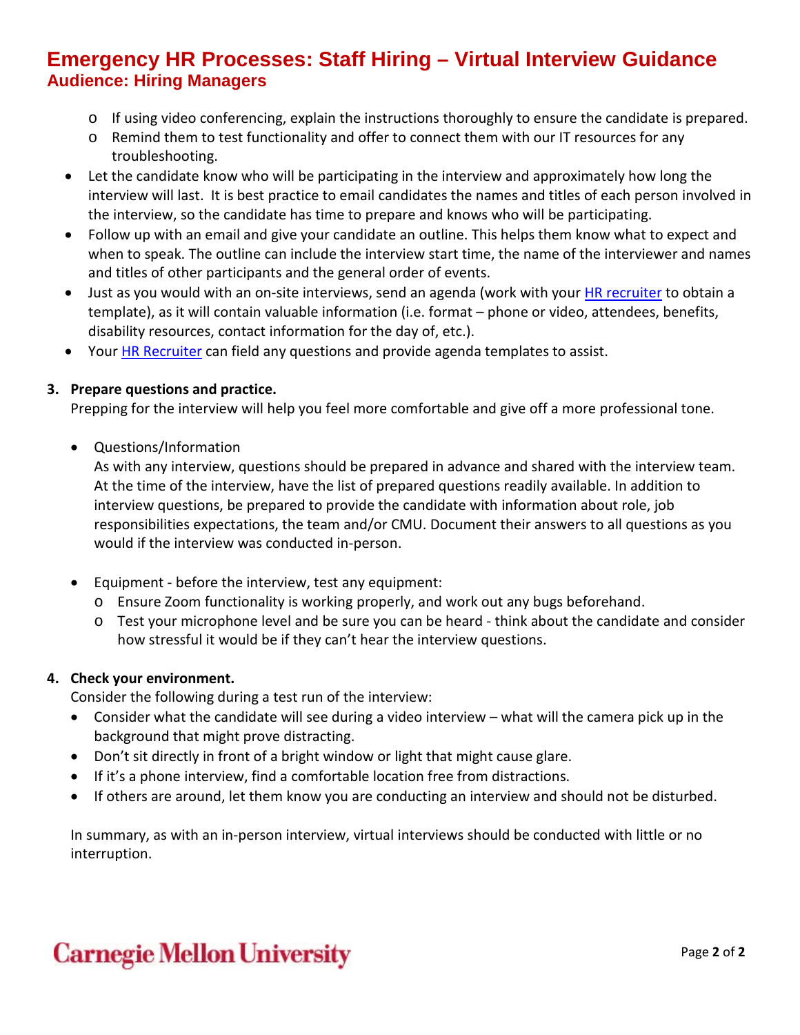- If using video conferencing, explain the instructions thoroughly to ensure the candidate is prepared.
  - Remind them to test functionality and offer to connect them with our IT resources for any troubleshooting.
- Let the candidate know who will be participating in the interview and approximately how long the interview will last. It is best practice to email candidates the names and titles of each person involved in the interview, so the candidate has time to prepare and knows who will be participating.
- Follow up with an email and give your candidate an outline. This helps them know what to expect and when to speak. The outline can include the interview start time, the name of the interviewer and names and titles of other participants and the general order of events.
- Just as you would with an on-site interviews, send an agenda (work with your HR recruiter to obtain a template), as it will contain valuable information (i.e. format – phone or video, attendees, benefits, disability resources, contact information for the day of, etc.).
- Your HR Recruiter can field any questions and provide agenda templates to assist.

**3. Prepare questions and practice.**

Prepping for the interview will help you feel more comfortable and give off a more professional tone.

- Questions/Information

  As with any interview, questions should be prepared in advance and shared with the interview team. At the time of the interview, have the list of prepared questions readily available. In addition to interview questions, be prepared to provide the candidate with information about role, job responsibilities expectations, the team and/or CMU. Document their answers to all questions as you would if the interview was conducted in-person.

- Equipment - before the interview, test any equipment:
  - Ensure Zoom functionality is working properly, and work out any bugs beforehand.
  - Test your microphone level and be sure you can be heard - think about the candidate and consider how stressful it would be if they can't hear the interview questions.

**4. Check your environment.**

Consider the following during a test run of the interview:

- Consider what the candidate will see during a video interview – what will the camera pick up in the background that might prove distracting.
- Don't sit directly in front of a bright window or light that might cause glare.
- If it's a phone interview, find a comfortable location free from distractions.
- If others are around, let them know you are conducting an interview and should not be disturbed.

In summary, as with an in-person interview, virtual interviews should be conducted with little or no interruption.